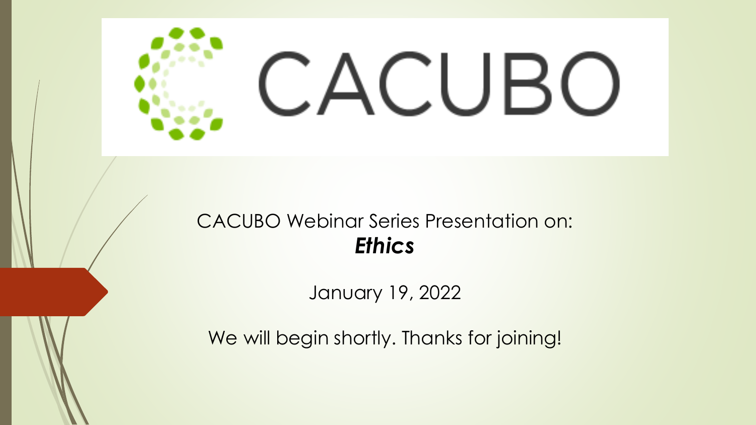# CACUBO

CACUBO Webinar Series Presentation on:

***Ethics***

January 19, 2022

We will begin shortly. Thanks for joining!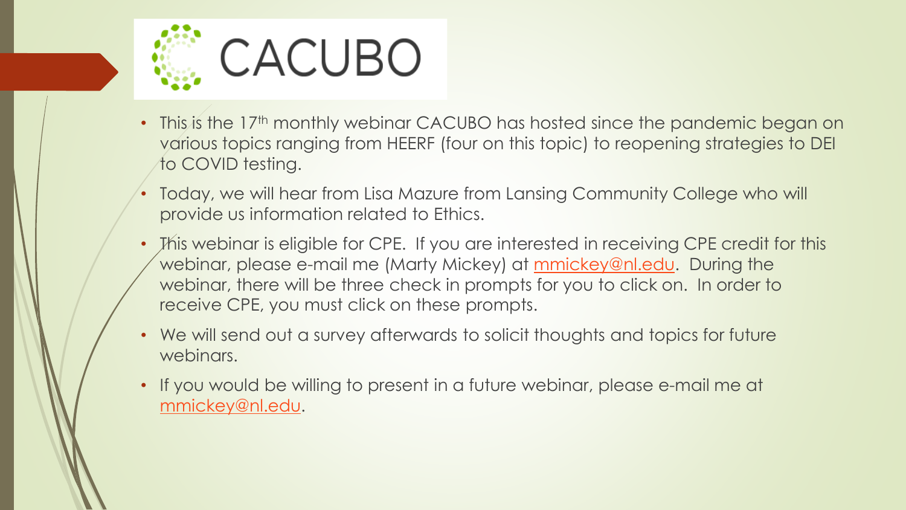# CACUBO

- This is the 17th monthly webinar CACUBO has hosted since the pandemic began on various topics ranging from HEERF (four on this topic) to reopening strategies to DEI to COVID testing.
- Today, we will hear from Lisa Mazure from Lansing Community College who will provide us information related to Ethics.
- This webinar is eligible for CPE. If you are interested in receiving CPE credit for this webinar, please e-mail me (Marty Mickey) at mmickey@nl.edu. During the webinar, there will be three check in prompts for you to click on. In order to receive CPE, you must click on these prompts.
- We will send out a survey afterwards to solicit thoughts and topics for future webinars.
- If you would be willing to present in a future webinar, please e-mail me at mmickey@nl.edu.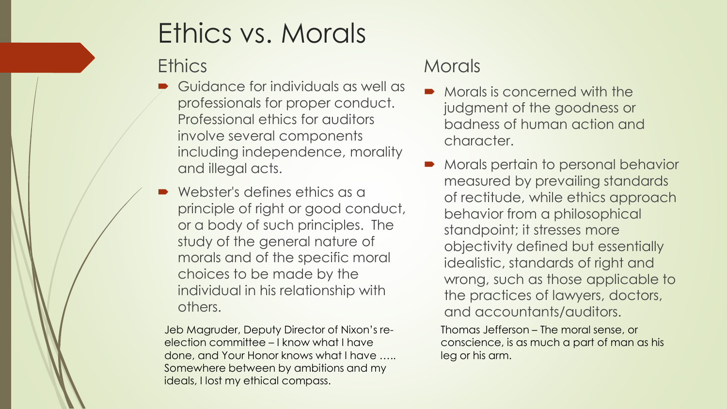# Ethics vs. Morals

## Ethics

- Guidance for individuals as well as professionals for proper conduct. Professional ethics for auditors involve several components including independence, morality and illegal acts.
- Webster's defines ethics as a principle of right or good conduct, or a body of such principles. The study of the general nature of morals and of the specific moral choices to be made by the individual in his relationship with others.

Jeb Magruder, Deputy Director of Nixon's re-election committee – I know what I have done, and Your Honor knows what I have ….. Somewhere between by ambitions and my ideals, I lost my ethical compass.

## Morals

- Morals is concerned with the judgment of the goodness or badness of human action and character.
- Morals pertain to personal behavior measured by prevailing standards of rectitude, while ethics approach behavior from a philosophical standpoint; it stresses more objectivity defined but essentially idealistic, standards of right and wrong, such as those applicable to the practices of lawyers, doctors, and accountants/auditors.

Thomas Jefferson – The moral sense, or conscience, is as much a part of man as his leg or his arm.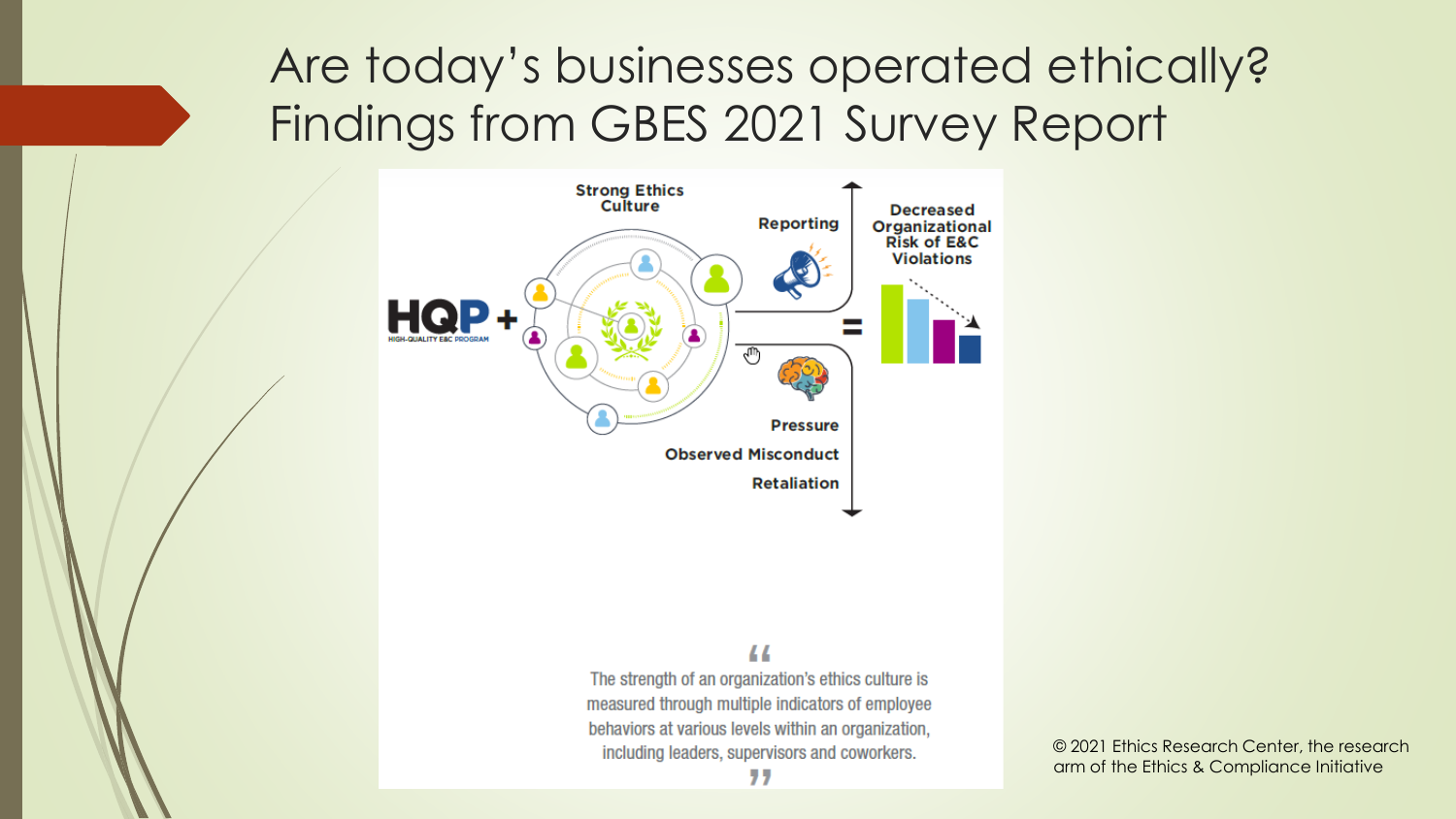# Are today's businesses operated ethically? Findings from GBES 2021 Survey Report

HQP + Strong Ethics Culture = Decreased Organizational Risk of E&C Violations

HQP: HIGH-QUALITY E&C PROGRAM

- Reporting (increase)
- Pressure (decrease)
- Observed Misconduct (decrease)
- Retaliation (decrease)

> "The strength of an organization's ethics culture is measured through multiple indicators of employee behaviors at various levels within an organization, including leaders, supervisors and coworkers."

© 2021 Ethics Research Center, the research arm of the Ethics & Compliance Initiative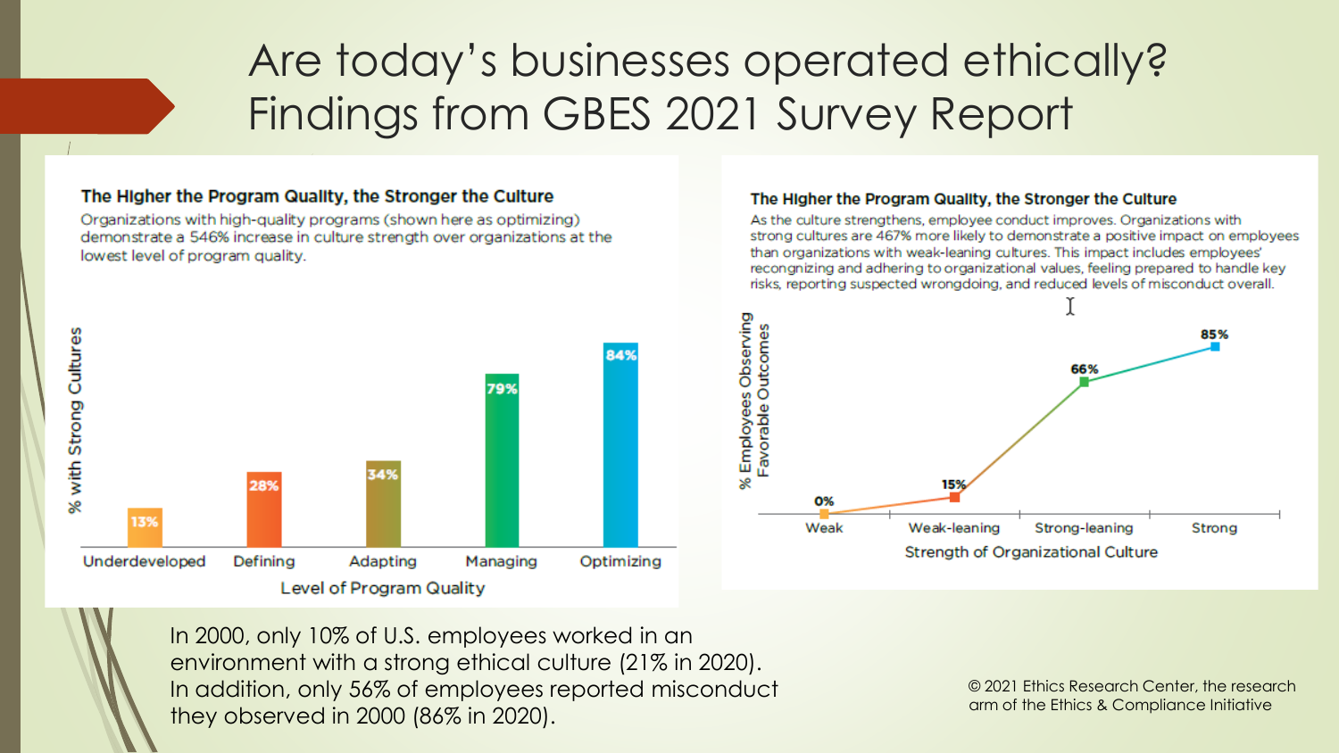# Are today's businesses operated ethically? Findings from GBES 2021 Survey Report

### The Higher the Program Quality, the Stronger the Culture

Organizations with high-quality programs (shown here as optimizing) demonstrate a 546% increase in culture strength over organizations at the lowest level of program quality.

| Level of Program Quality | % with Strong Cultures |
|---|---|
| Underdeveloped | 13% |
| Defining | 28% |
| Adapting | 34% |
| Managing | 79% |
| Optimizing | 84% |

### The Higher the Program Quality, the Stronger the Culture

As the culture strengthens, employee conduct improves. Organizations with strong cultures are 467% more likely to demonstrate a positive impact on employees than organizations with weak-leaning cultures. This impact includes employees' recongnizing and adhering to organizational values, feeling prepared to handle key risks, reporting suspected wrongdoing, and reduced levels of misconduct overall.

| Strength of Organizational Culture | % Employees Observing Favorable Outcomes |
|---|---|
| Weak | 0% |
| Weak-leaning | 15% |
| Strong-leaning | 66% |
| Strong | 85% |

In 2000, only 10% of U.S. employees worked in an environment with a strong ethical culture (21% in 2020). In addition, only 56% of employees reported misconduct they observed in 2000 (86% in 2020).

© 2021 Ethics Research Center, the research arm of the Ethics & Compliance Initiative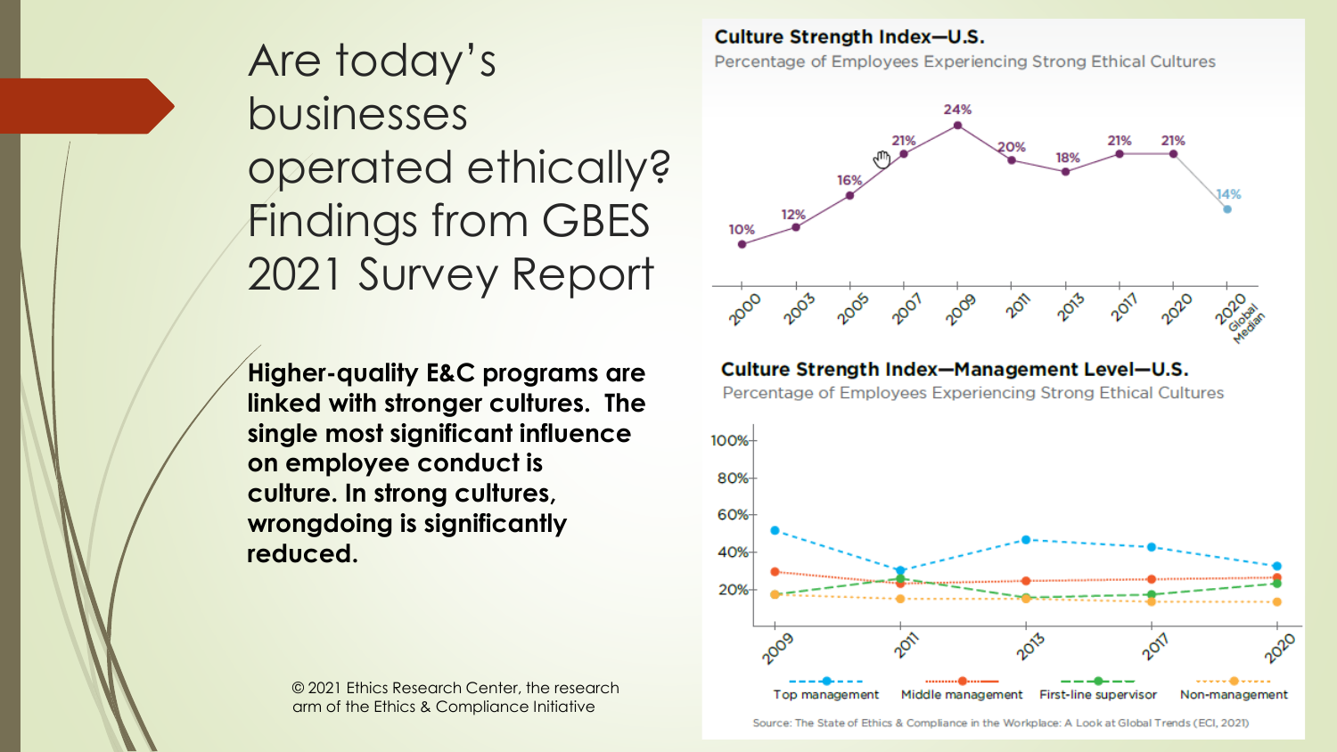# Are today's businesses operated ethically? Findings from GBES 2021 Survey Report

**Higher-quality E&C programs are linked with stronger cultures. The single most significant influence on employee conduct is culture. In strong cultures, wrongdoing is significantly reduced.**

© 2021 Ethics Research Center, the research arm of the Ethics & Compliance Initiative

**Culture Strength Index—U.S.**

Percentage of Employees Experiencing Strong Ethical Cultures

| 2000 | 2003 | 2005 | 2007 | 2009 | 2011 | 2013 | 2017 | 2020 | 2020 Global Median |
|---|---|---|---|---|---|---|---|---|---|
| 10% | 12% | 16% | 21% | 24% | 20% | 18% | 21% | 21% | 14% |

**Culture Strength Index—Management Level—U.S.**

Percentage of Employees Experiencing Strong Ethical Cultures

Top management · Middle management · First-line supervisor · Non-management

Source: The State of Ethics & Compliance in the Workplace: A Look at Global Trends (ECI, 2021)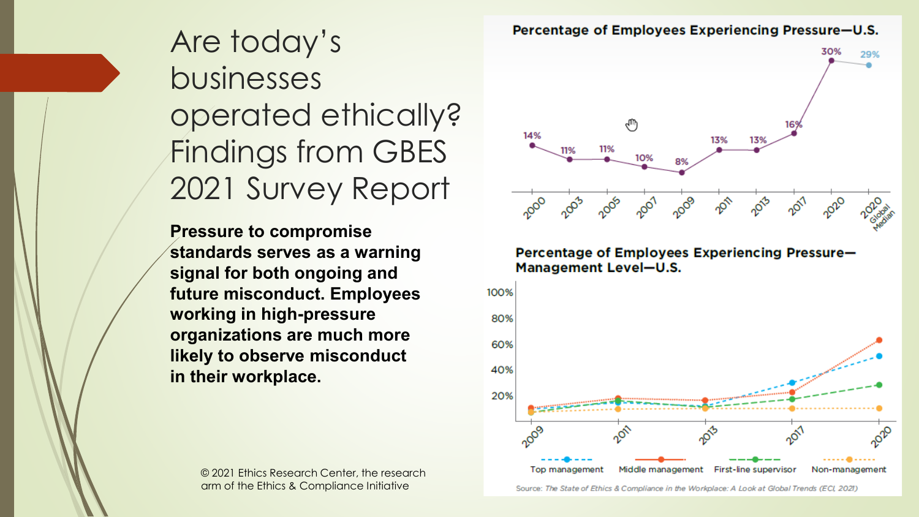# Are today's businesses operated ethically? Findings from GBES 2021 Survey Report

**Pressure to compromise standards serves as a warning signal for both ongoing and future misconduct. Employees working in high-pressure organizations are much more likely to observe misconduct in their workplace.**

**Percentage of Employees Experiencing Pressure—U.S.**

| 2000 | 2003 | 2005 | 2007 | 2009 | 2011 | 2013 | 2017 | 2020 | 2020 Global Median |
|---|---|---|---|---|---|---|---|---|---|
| 14% | 11% | 11% | 10% | 8% | 13% | 13% | 16% | 30% | 29% |

**Percentage of Employees Experiencing Pressure—Management Level—U.S.**

Top management, Middle management, First-line supervisor, Non-management (2009, 2011, 2013, 2017, 2020)

Source: *The State of Ethics & Compliance in the Workplace: A Look at Global Trends (ECI, 2021)*

© 2021 Ethics Research Center, the research arm of the Ethics & Compliance Initiative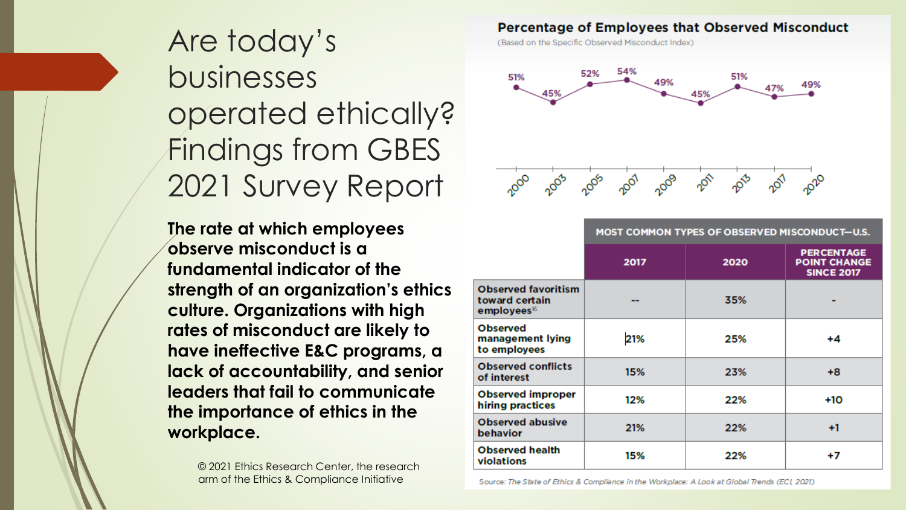# Are today's businesses operated ethically? Findings from GBES 2021 Survey Report

**The rate at which employees observe misconduct is a fundamental indicator of the strength of an organization's ethics culture. Organizations with high rates of misconduct are likely to have ineffective E&C programs, a lack of accountability, and senior leaders that fail to communicate the importance of ethics in the workplace.**

© 2021 Ethics Research Center, the research arm of the Ethics & Compliance Initiative

**Percentage of Employees that Observed Misconduct**

(Based on the Specific Observed Misconduct Index)

| 2000 | 2003 | 2005 | 2007 | 2009 | 2011 | 2013 | 2017 | 2020 |
|---|---|---|---|---|---|---|---|---|
| 51% | 45% | 52% | 54% | 49% | 45% | 51% | 47% | 49% |

| MOST COMMON TYPES OF OBSERVED MISCONDUCT—U.S. | 2017 | 2020 | PERCENTAGE POINT CHANGE SINCE 2017 |
|---|---|---|---|
| Observed favoritism toward certain employees[16] | -- | 35% | - |
| Observed management lying to employees | 21% | 25% | +4 |
| Observed conflicts of interest | 15% | 23% | +8 |
| Observed improper hiring practices | 12% | 22% | +10 |
| Observed abusive behavior | 21% | 22% | +1 |
| Observed health violations | 15% | 22% | +7 |

Source: *The State of Ethics & Compliance in the Workplace: A Look at Global Trends (ECI, 2021)*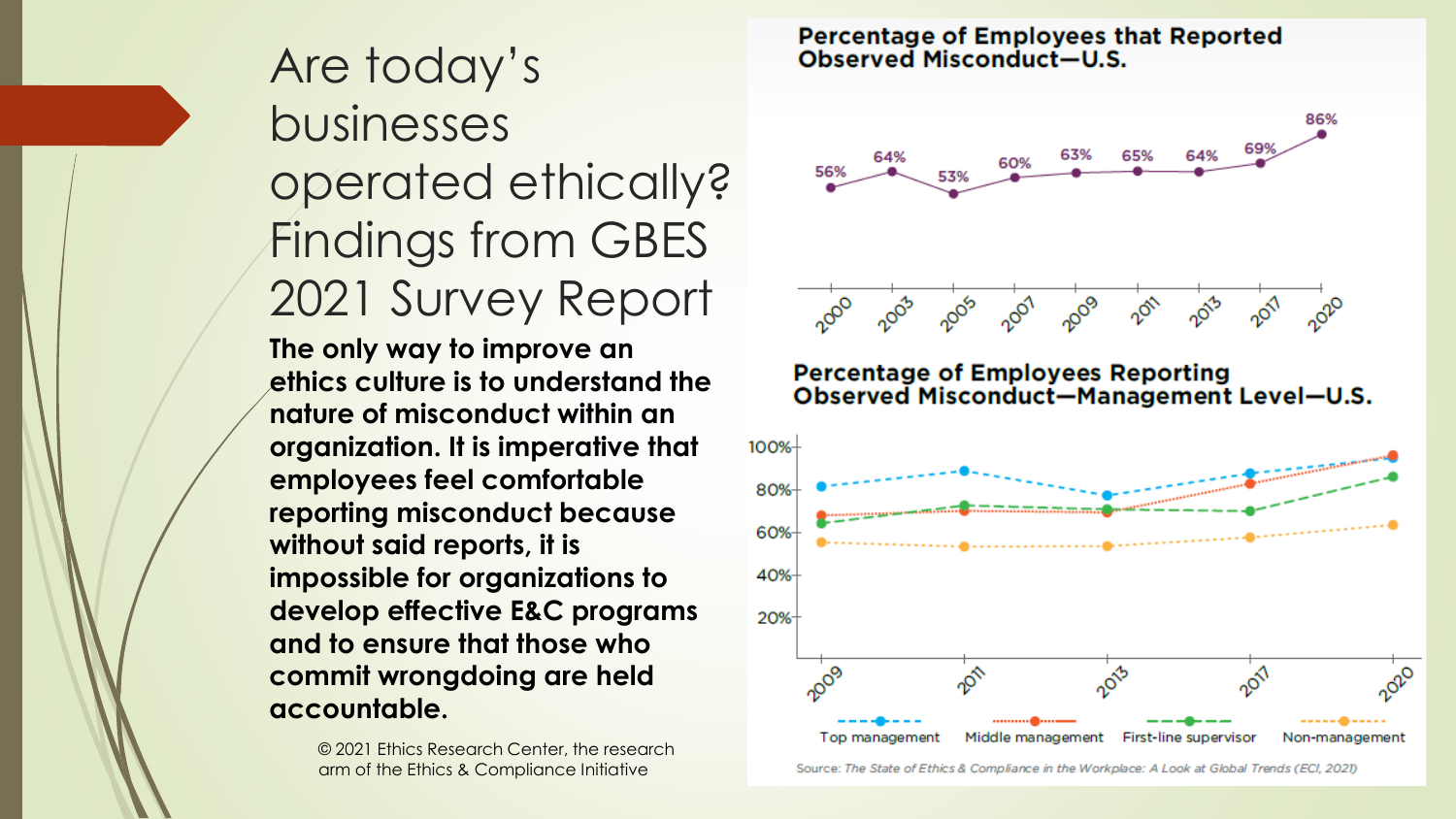# Are today's businesses operated ethically? Findings from GBES 2021 Survey Report

**The only way to improve an ethics culture is to understand the nature of misconduct within an organization. It is imperative that employees feel comfortable reporting misconduct because without said reports, it is impossible for organizations to develop effective E&C programs and to ensure that those who commit wrongdoing are held accountable.**

© 2021 Ethics Research Center, the research arm of the Ethics & Compliance Initiative

**Percentage of Employees that Reported Observed Misconduct—U.S.**

| Year | 2000 | 2003 | 2005 | 2007 | 2009 | 2011 | 2013 | 2017 | 2020 |
|---|---|---|---|---|---|---|---|---|---|
| % | 56% | 64% | 53% | 60% | 63% | 65% | 64% | 69% | 86% |

**Percentage of Employees Reporting Observed Misconduct—Management Level—U.S.**

Top management · Middle management · First-line supervisor · Non-management

Source: *The State of Ethics & Compliance in the Workplace: A Look at Global Trends (ECI, 2021)*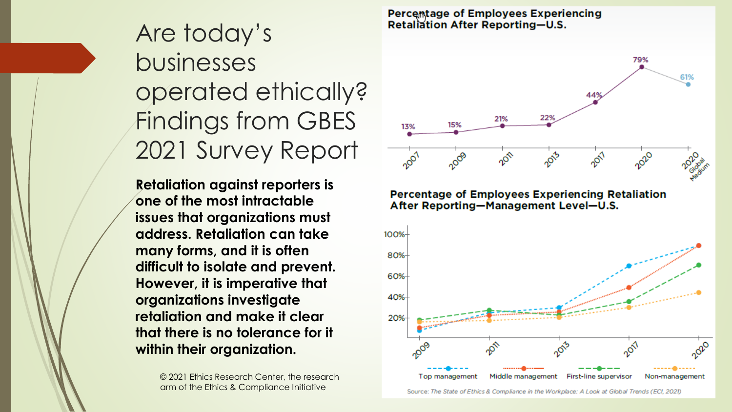# Are today's businesses operated ethically? Findings from GBES 2021 Survey Report

**Retaliation against reporters is one of the most intractable issues that organizations must address. Retaliation can take many forms, and it is often difficult to isolate and prevent. However, it is imperative that organizations investigate retaliation and make it clear that there is no tolerance for it within their organization.**

© 2021 Ethics Research Center, the research arm of the Ethics & Compliance Initiative

**Percentage of Employees Experiencing Retaliation After Reporting—U.S.**

| 2007 | 2009 | 2011 | 2013 | 2017 | 2020 | 2020 Global Medium |
|---|---|---|---|---|---|---|
| 13% | 15% | 21% | 22% | 44% | 79% | 61% |

**Percentage of Employees Experiencing Retaliation After Reporting—Management Level—U.S.**

Legend: Top management, Middle management, First-line supervisor, Non-management

Years: 2009, 2011, 2013, 2017, 2020

Source: *The State of Ethics & Compliance in the Workplace: A Look at Global Trends (ECI, 2021)*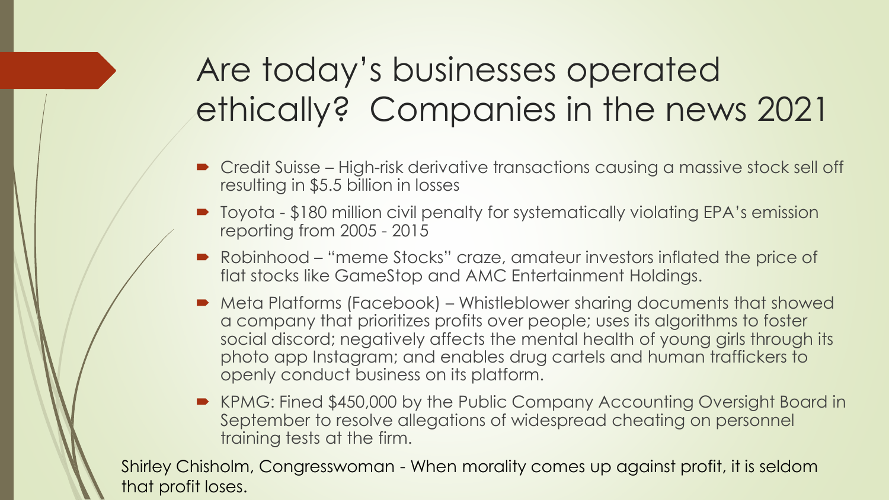# Are today's businesses operated ethically? Companies in the news 2021

- Credit Suisse – High-risk derivative transactions causing a massive stock sell off resulting in $5.5 billion in losses
- Toyota - $180 million civil penalty for systematically violating EPA's emission reporting from 2005 - 2015
- Robinhood – "meme Stocks" craze, amateur investors inflated the price of flat stocks like GameStop and AMC Entertainment Holdings.
- Meta Platforms (Facebook) – Whistleblower sharing documents that showed a company that prioritizes profits over people; uses its algorithms to foster social discord; negatively affects the mental health of young girls through its photo app Instagram; and enables drug cartels and human traffickers to openly conduct business on its platform.
- KPMG: Fined $450,000 by the Public Company Accounting Oversight Board in September to resolve allegations of widespread cheating on personnel training tests at the firm.

Shirley Chisholm, Congresswoman - When morality comes up against profit, it is seldom that profit loses.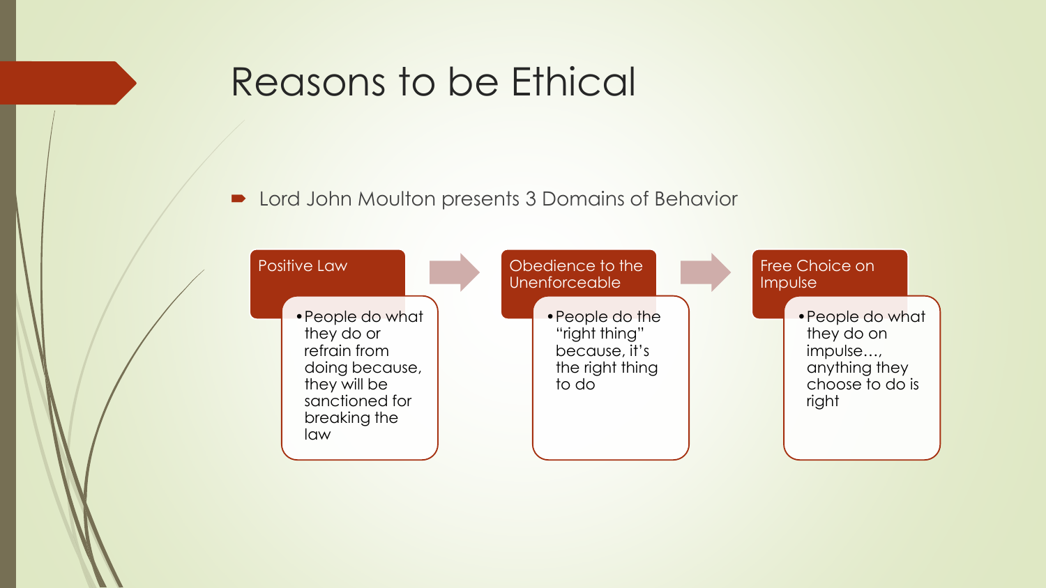# Reasons to be Ethical

- Lord John Moulton presents 3 Domains of Behavior

**Positive Law**

- People do what they do or refrain from doing because, they will be sanctioned for breaking the law

**Obedience to the Unenforceable**

- People do the "right thing" because, it's the right thing to do

**Free Choice on Impulse**

- People do what they do on impulse…, anything they choose to do is right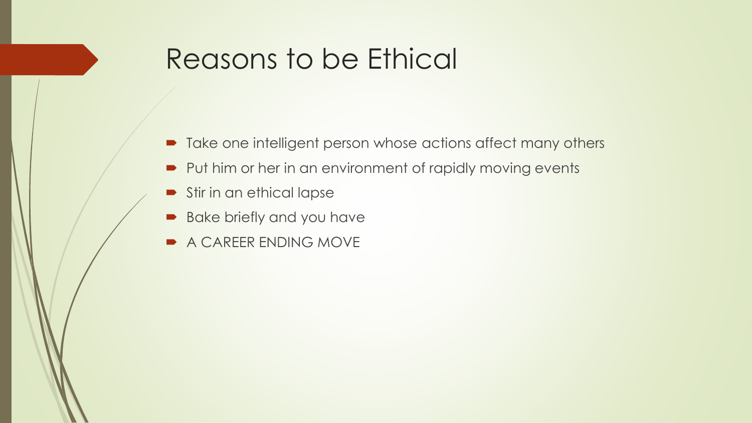# Reasons to be Ethical

- Take one intelligent person whose actions affect many others
- Put him or her in an environment of rapidly moving events
- Stir in an ethical lapse
- Bake briefly and you have
- A CAREER ENDING MOVE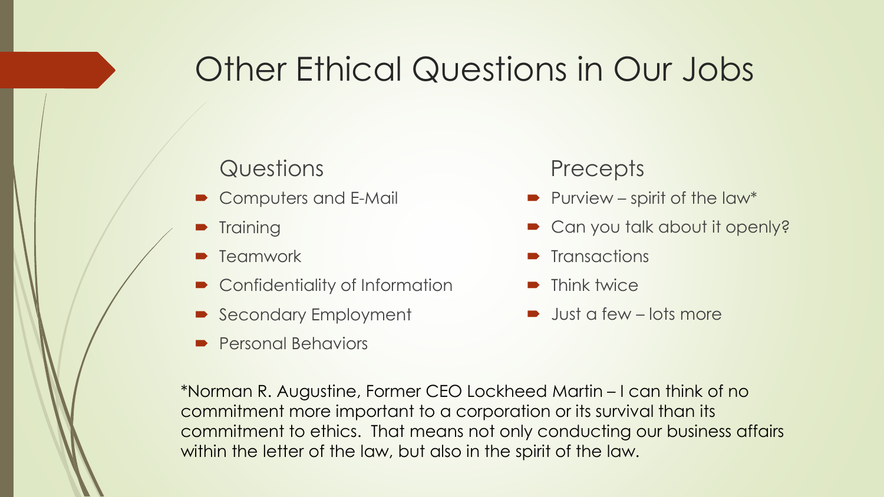# Other Ethical Questions in Our Jobs

## Questions

- Computers and E-Mail
- Training
- Teamwork
- Confidentiality of Information
- Secondary Employment
- Personal Behaviors

## Precepts

- Purview – spirit of the law*
- Can you talk about it openly?
- Transactions
- Think twice
- Just a few – lots more

*Norman R. Augustine, Former CEO Lockheed Martin – I can think of no commitment more important to a corporation or its survival than its commitment to ethics. That means not only conducting our business affairs within the letter of the law, but also in the spirit of the law.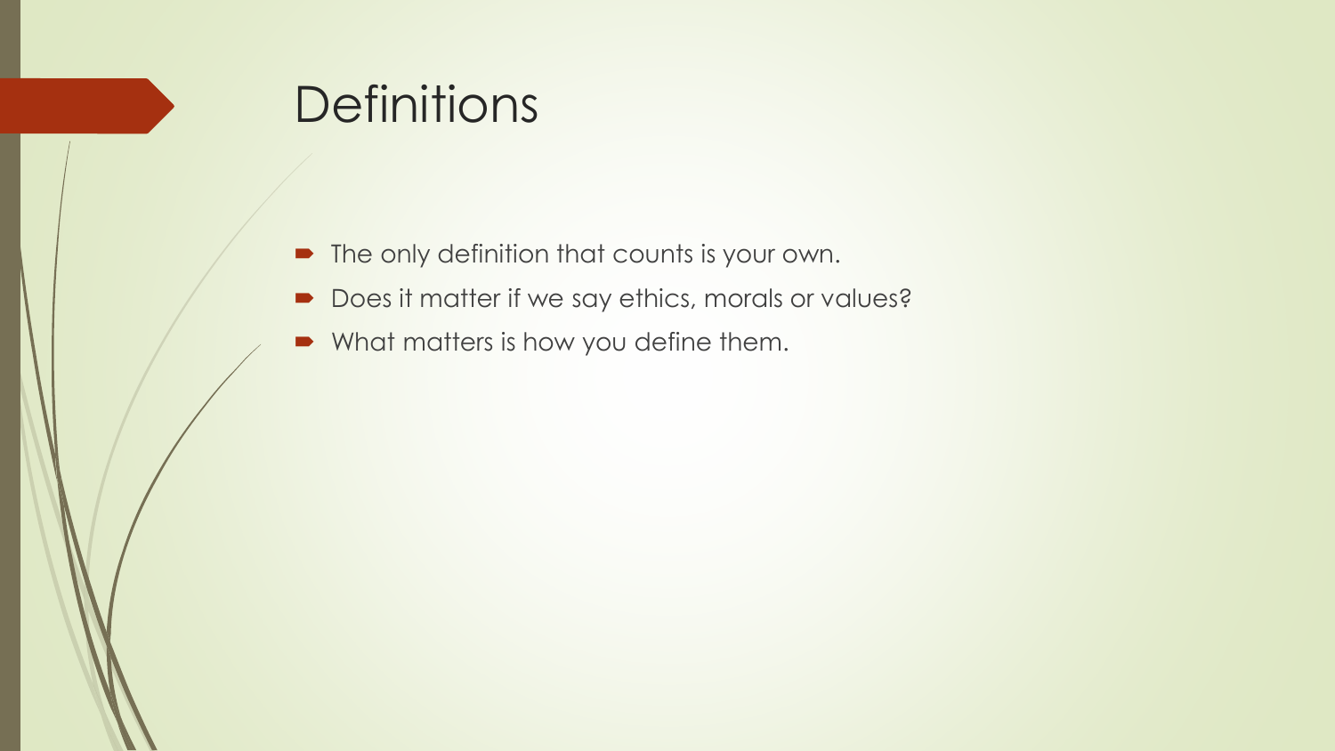# Definitions

- The only definition that counts is your own.
- Does it matter if we say ethics, morals or values?
- What matters is how you define them.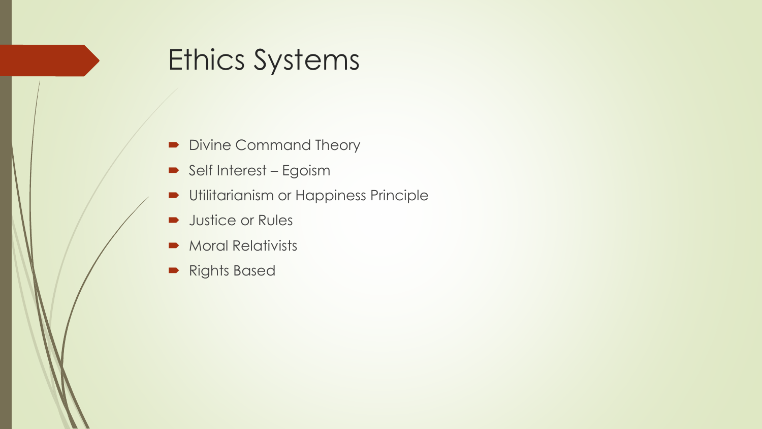# Ethics Systems

- Divine Command Theory
- Self Interest – Egoism
- Utilitarianism or Happiness Principle
- Justice or Rules
- Moral Relativists
- Rights Based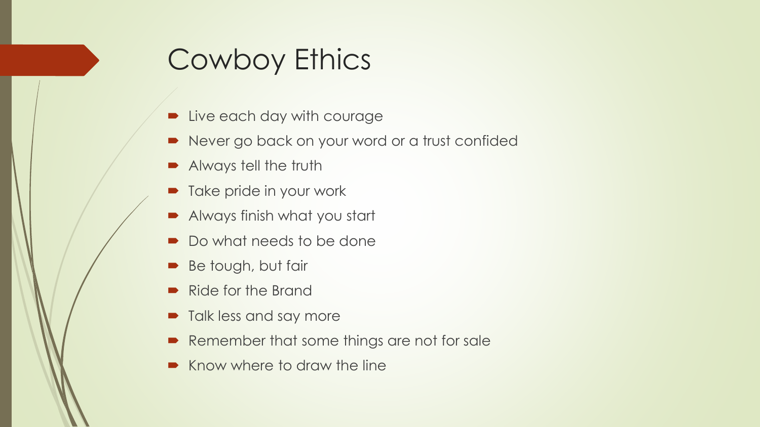# Cowboy Ethics

- Live each day with courage
- Never go back on your word or a trust confided
- Always tell the truth
- Take pride in your work
- Always finish what you start
- Do what needs to be done
- Be tough, but fair
- Ride for the Brand
- Talk less and say more
- Remember that some things are not for sale
- Know where to draw the line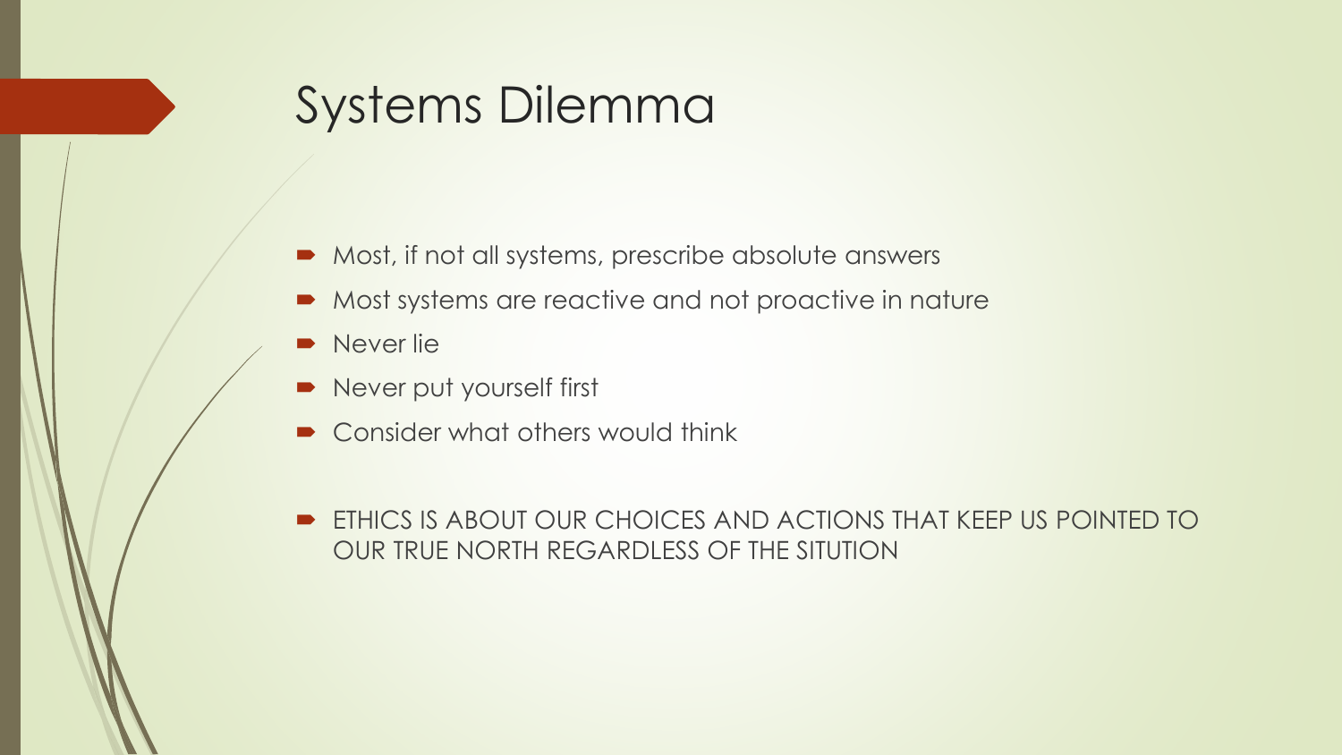# Systems Dilemma

- Most, if not all systems, prescribe absolute answers
- Most systems are reactive and not proactive in nature
- Never lie
- Never put yourself first
- Consider what others would think

- ETHICS IS ABOUT OUR CHOICES AND ACTIONS THAT KEEP US POINTED TO OUR TRUE NORTH REGARDLESS OF THE SITUTION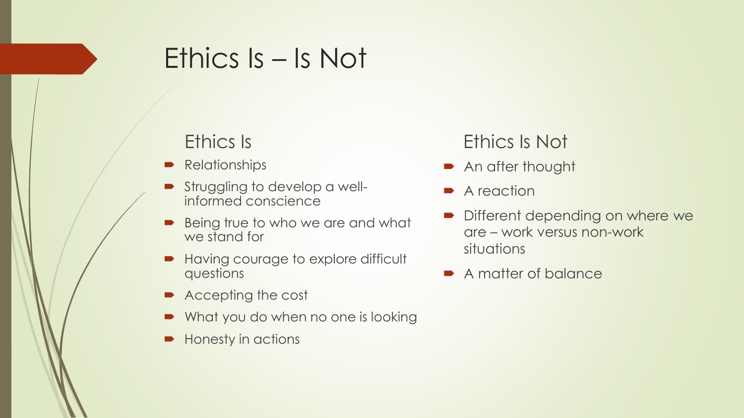# Ethics Is – Is Not

## Ethics Is

- Relationships
- Struggling to develop a well-informed conscience
- Being true to who we are and what we stand for
- Having courage to explore difficult questions
- Accepting the cost
- What you do when no one is looking
- Honesty in actions

## Ethics Is Not

- An after thought
- A reaction
- Different depending on where we are – work versus non-work situations
- A matter of balance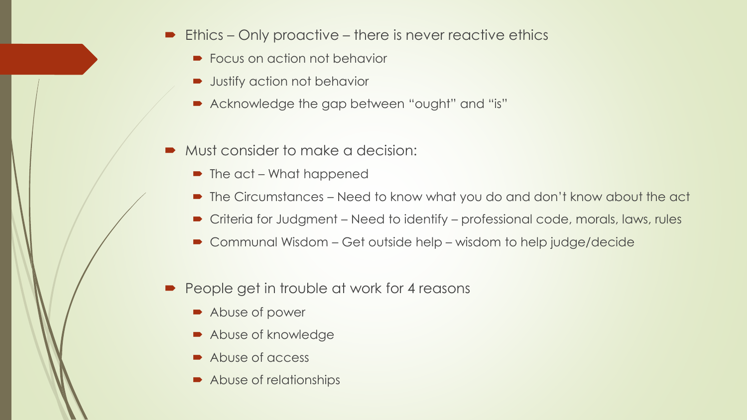- Ethics – Only proactive – there is never reactive ethics
  - Focus on action not behavior
  - Justify action not behavior
  - Acknowledge the gap between "ought" and "is"

- Must consider to make a decision:
  - The act – What happened
  - The Circumstances – Need to know what you do and don't know about the act
  - Criteria for Judgment – Need to identify – professional code, morals, laws, rules
  - Communal Wisdom – Get outside help – wisdom to help judge/decide

- People get in trouble at work for 4 reasons
  - Abuse of power
  - Abuse of knowledge
  - Abuse of access
  - Abuse of relationships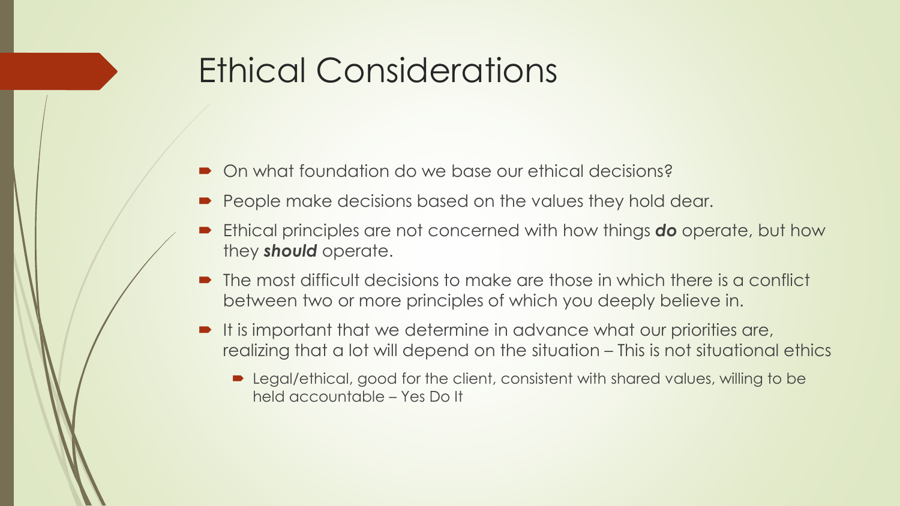# Ethical Considerations

- On what foundation do we base our ethical decisions?
- People make decisions based on the values they hold dear.
- Ethical principles are not concerned with how things ***do*** operate, but how they ***should*** operate.
- The most difficult decisions to make are those in which there is a conflict between two or more principles of which you deeply believe in.
- It is important that we determine in advance what our priorities are, realizing that a lot will depend on the situation – This is not situational ethics
  - Legal/ethical, good for the client, consistent with shared values, willing to be held accountable – Yes Do It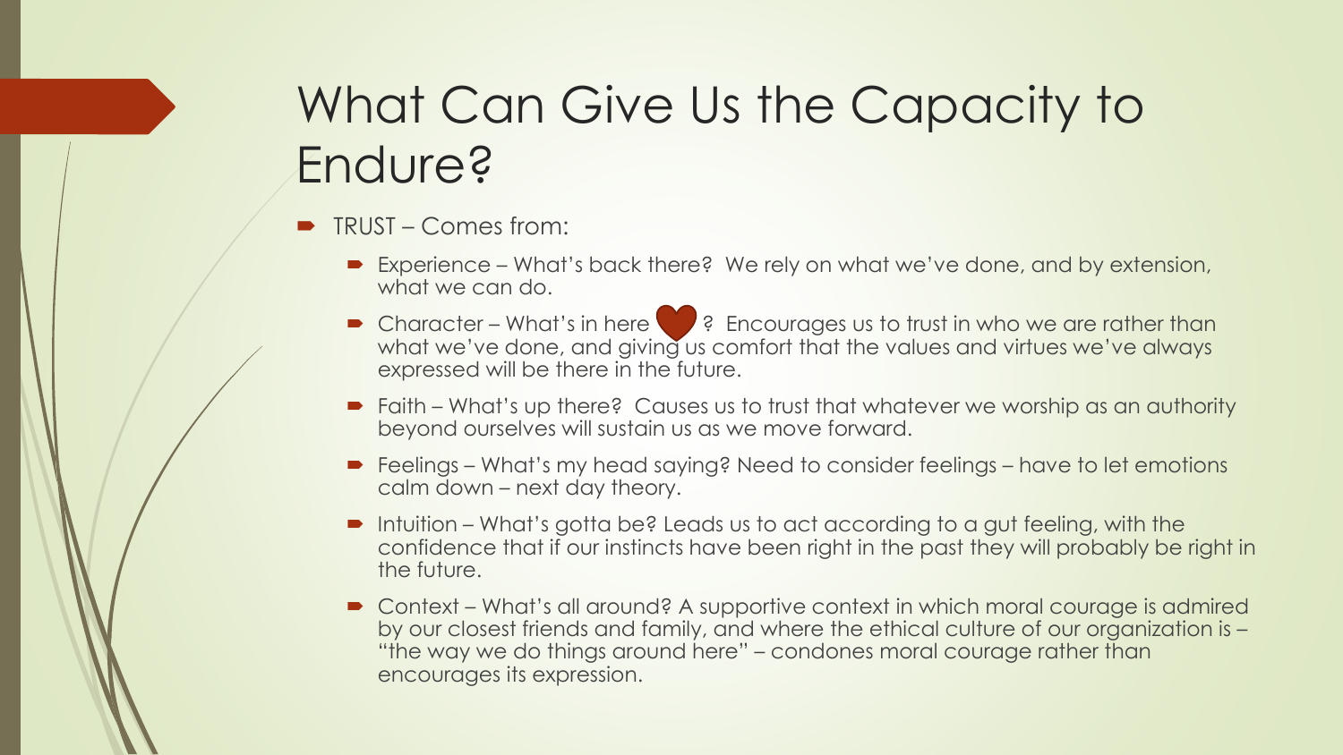# What Can Give Us the Capacity to Endure?

- TRUST – Comes from:
  - Experience – What's back there? We rely on what we've done, and by extension, what we can do.
  - Character – What's in here ♥ ? Encourages us to trust in who we are rather than what we've done, and giving us comfort that the values and virtues we've always expressed will be there in the future.
  - Faith – What's up there? Causes us to trust that whatever we worship as an authority beyond ourselves will sustain us as we move forward.
  - Feelings – What's my head saying? Need to consider feelings – have to let emotions calm down – next day theory.
  - Intuition – What's gotta be? Leads us to act according to a gut feeling, with the confidence that if our instincts have been right in the past they will probably be right in the future.
  - Context – What's all around? A supportive context in which moral courage is admired by our closest friends and family, and where the ethical culture of our organization is – "the way we do things around here" – condones moral courage rather than encourages its expression.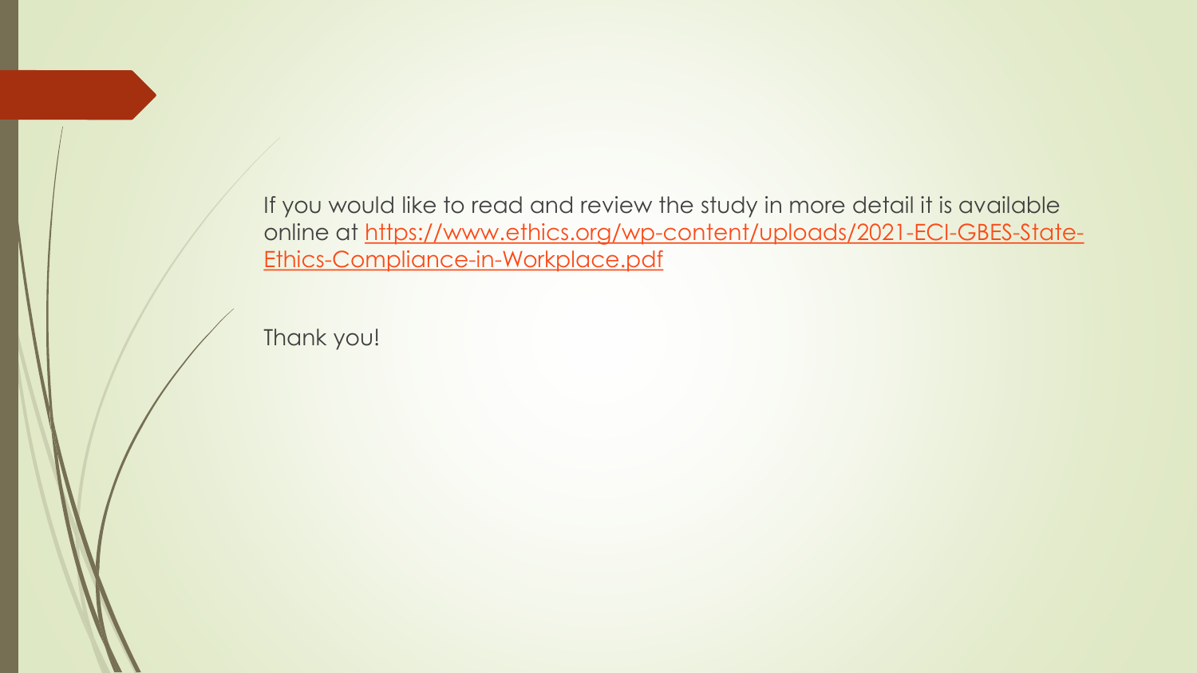If you would like to read and review the study in more detail it is available online at [https://www.ethics.org/wp-content/uploads/2021-ECI-GBES-State-Ethics-Compliance-in-Workplace.pdf](https://www.ethics.org/wp-content/uploads/2021-ECI-GBES-State-Ethics-Compliance-in-Workplace.pdf)

Thank you!